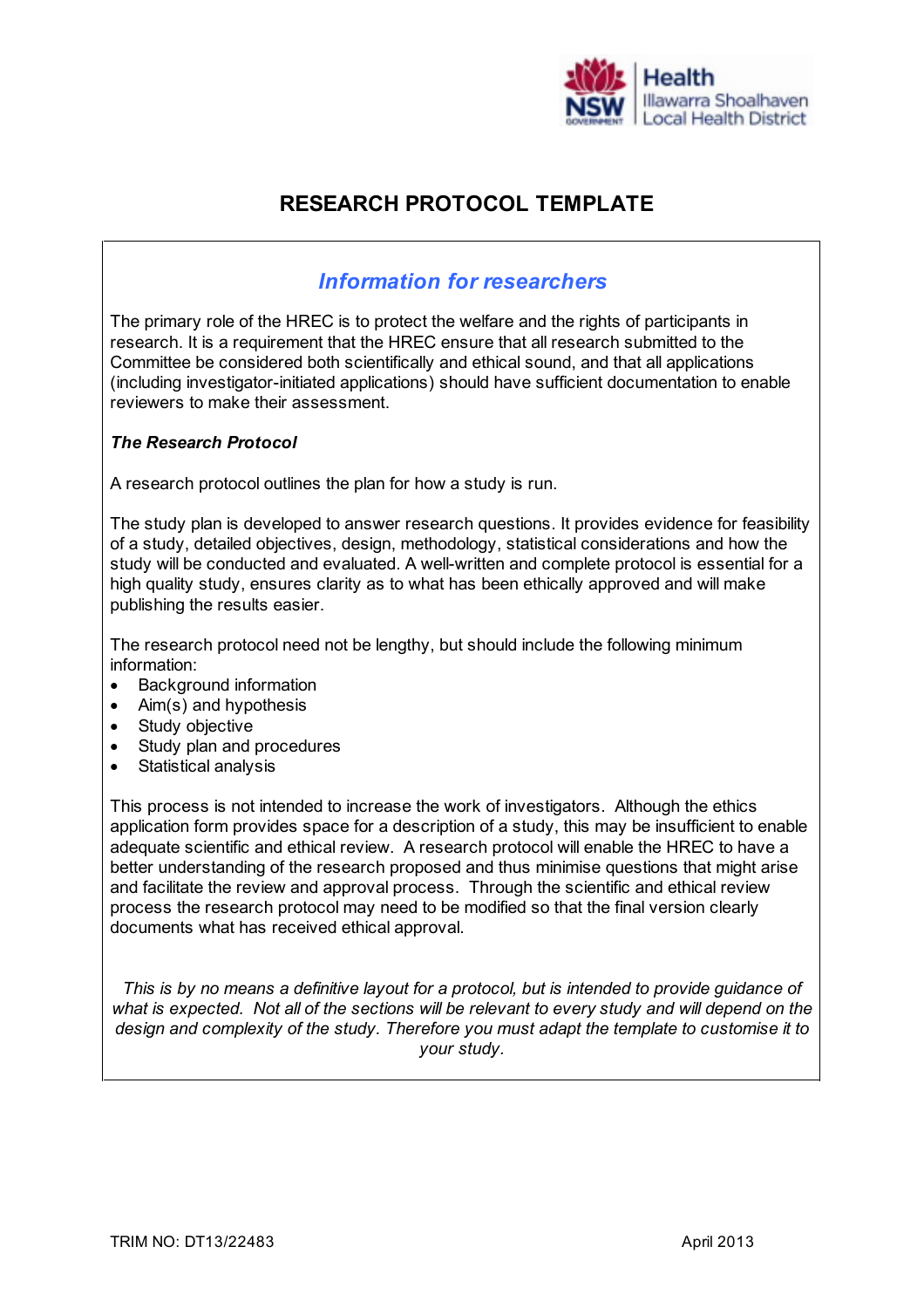# RESEARCH PROTOCOL TEMPLATE

## *Information for researchers*

The primary role of the HREC is to protect the welfare and the rights of participants in research. It is a requirement that the HREC ensure that all research submitted to the Committee be considered both scientifically and ethical sound, and that all applications (including investigator-initiated applications) should have sufficient documentation to enable reviewers to make their assessment.

***The Research Protocol***

A research protocol outlines the plan for how a study is run.

The study plan is developed to answer research questions. It provides evidence for feasibility of a study, detailed objectives, design, methodology, statistical considerations and how the study will be conducted and evaluated. A well-written and complete protocol is essential for a high quality study, ensures clarity as to what has been ethically approved and will make publishing the results easier.

The research protocol need not be lengthy, but should include the following minimum information:

- Background information
- Aim(s) and hypothesis
- Study objective
- Study plan and procedures
- Statistical analysis

This process is not intended to increase the work of investigators. Although the ethics application form provides space for a description of a study, this may be insufficient to enable adequate scientific and ethical review. A research protocol will enable the HREC to have a better understanding of the research proposed and thus minimise questions that might arise and facilitate the review and approval process. Through the scientific and ethical review process the research protocol may need to be modified so that the final version clearly documents what has received ethical approval.

*This is by no means a definitive layout for a protocol, but is intended to provide guidance of what is expected. Not all of the sections will be relevant to every study and will depend on the design and complexity of the study. Therefore you must adapt the template to customise it to your study.*

TRIM NO: DT13/22483 April 2013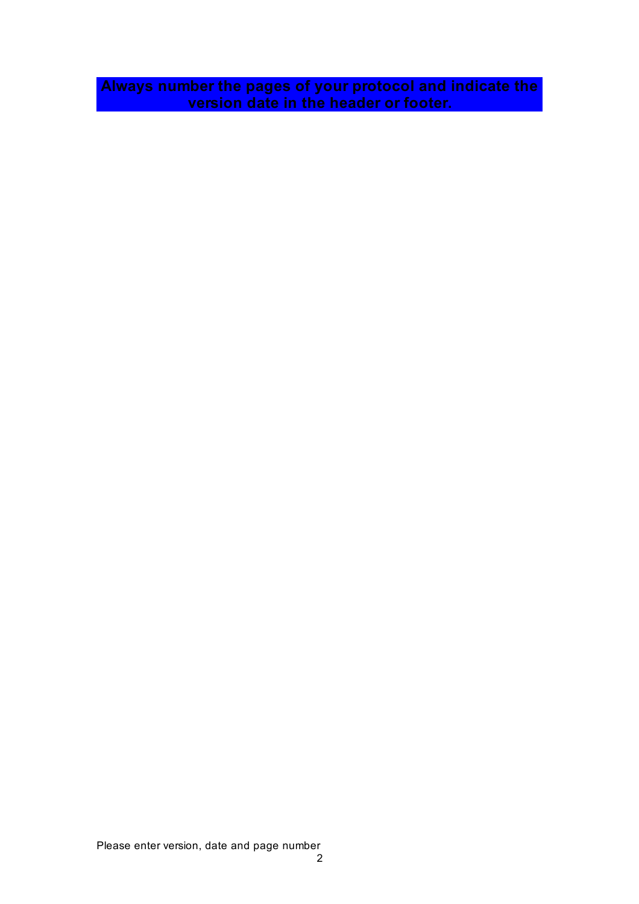**Always number the pages of your protocol and indicate the version date in the header or footer.**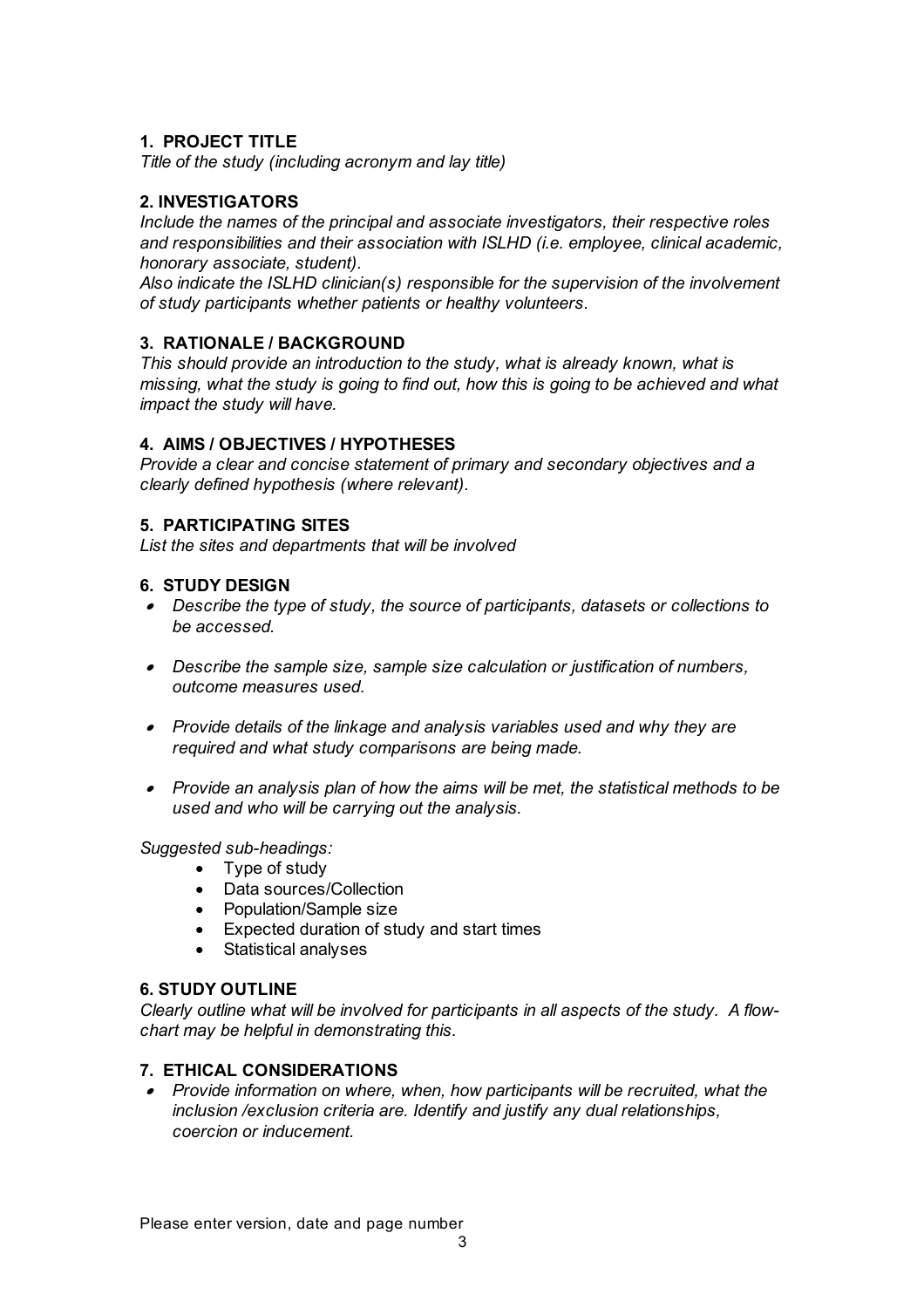## 1. PROJECT TITLE

*Title of the study (including acronym and lay title)*

## 2. INVESTIGATORS

*Include the names of the principal and associate investigators, their respective roles and responsibilities and their association with ISLHD (i.e. employee, clinical academic, honorary associate, student).*

*Also indicate the ISLHD clinician(s) responsible for the supervision of the involvement of study participants whether patients or healthy volunteers.*

## 3. RATIONALE / BACKGROUND

*This should provide an introduction to the study, what is already known, what is missing, what the study is going to find out, how this is going to be achieved and what impact the study will have.*

## 4. AIMS / OBJECTIVES / HYPOTHESES

*Provide a clear and concise statement of primary and secondary objectives and a clearly defined hypothesis (where relevant).*

## 5. PARTICIPATING SITES

*List the sites and departments that will be involved*

## 6. STUDY DESIGN

- *Describe the type of study, the source of participants, datasets or collections to be accessed.*
- *Describe the sample size, sample size calculation or justification of numbers, outcome measures used.*
- *Provide details of the linkage and analysis variables used and why they are required and what study comparisons are being made.*
- *Provide an analysis plan of how the aims will be met, the statistical methods to be used and who will be carrying out the analysis.*

*Suggested sub-headings:*

- Type of study
- Data sources/Collection
- Population/Sample size
- Expected duration of study and start times
- Statistical analyses

## 6. STUDY OUTLINE

*Clearly outline what will be involved for participants in all aspects of the study. A flow-chart may be helpful in demonstrating this.*

## 7. ETHICAL CONSIDERATIONS

- *Provide information on where, when, how participants will be recruited, what the inclusion /exclusion criteria are. Identify and justify any dual relationships, coercion or inducement.*

Please enter version, date and page number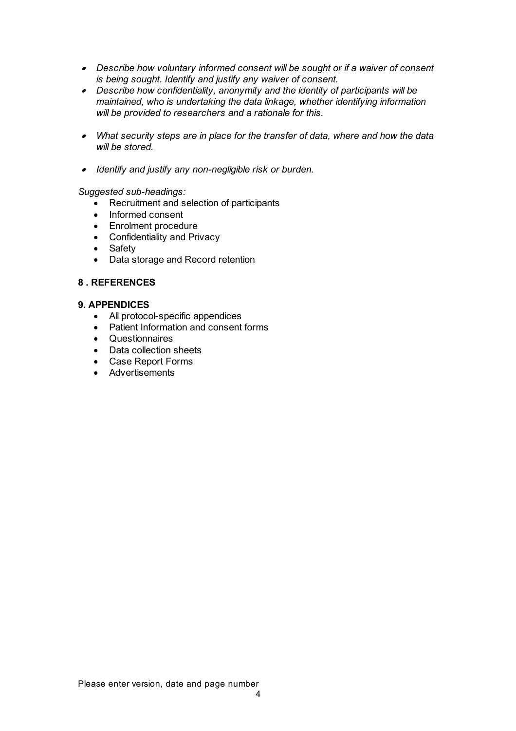- *Describe how voluntary informed consent will be sought or if a waiver of consent is being sought. Identify and justify any waiver of consent.*
- *Describe how confidentiality, anonymity and the identity of participants will be maintained, who is undertaking the data linkage, whether identifying information will be provided to researchers and a rationale for this.*
- *What security steps are in place for the transfer of data, where and how the data will be stored.*
- *Identify and justify any non-negligible risk or burden.*

*Suggested sub-headings:*

- Recruitment and selection of participants
- Informed consent
- Enrolment procedure
- Confidentiality and Privacy
- Safety
- Data storage and Record retention

## 8 . REFERENCES

## 9. APPENDICES

- All protocol-specific appendices
- Patient Information and consent forms
- Questionnaires
- Data collection sheets
- Case Report Forms
- Advertisements

Please enter version, date and page number